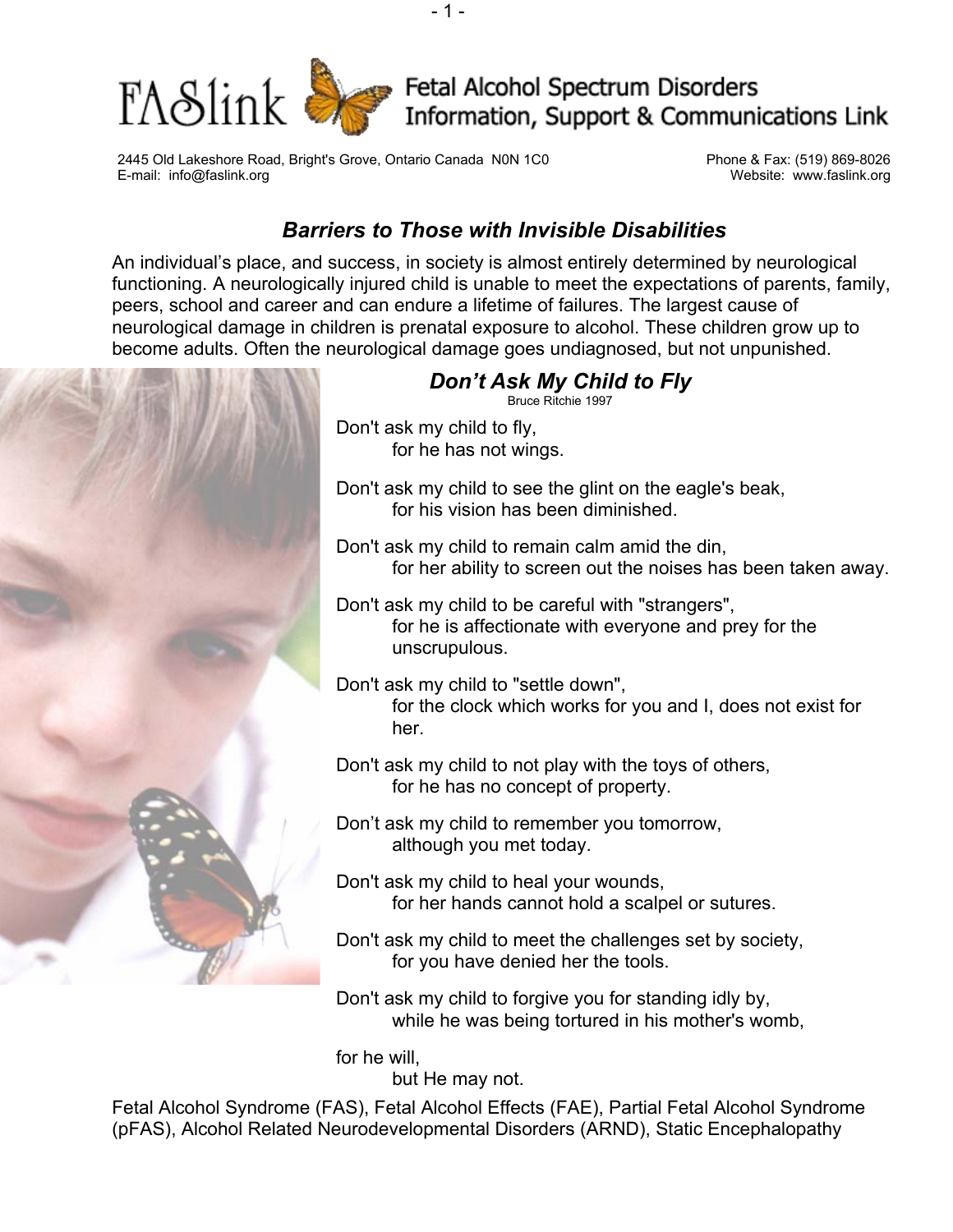# FASlink

## Fetal Alcohol Spectrum Disorders Information, Support & Communications Link

2445 Old Lakeshore Road, Bright's Grove, Ontario Canada N0N 1C0
E-mail: info@faslink.org

Phone & Fax: (519) 869-8026
Website: www.faslink.org

## *Barriers to Those with Invisible Disabilities*

An individual's place, and success, in society is almost entirely determined by neurological functioning. A neurologically injured child is unable to meet the expectations of parents, family, peers, school and career and can endure a lifetime of failures. The largest cause of neurological damage in children is prenatal exposure to alcohol. These children grow up to become adults. Often the neurological damage goes undiagnosed, but not unpunished.

### *Don't Ask My Child to Fly*

Bruce Ritchie 1997

Don't ask my child to fly,
for he has not wings.

Don't ask my child to see the glint on the eagle's beak,
for his vision has been diminished.

Don't ask my child to remain calm amid the din,
for her ability to screen out the noises has been taken away.

Don't ask my child to be careful with "strangers",
for he is affectionate with everyone and prey for the unscrupulous.

Don't ask my child to "settle down",
for the clock which works for you and I, does not exist for her.

Don't ask my child to not play with the toys of others,
for he has no concept of property.

Don't ask my child to remember you tomorrow,
although you met today.

Don't ask my child to heal your wounds,
for her hands cannot hold a scalpel or sutures.

Don't ask my child to meet the challenges set by society,
for you have denied her the tools.

Don't ask my child to forgive you for standing idly by,
while he was being tortured in his mother's womb,

for he will,
but He may not.

Fetal Alcohol Syndrome (FAS), Fetal Alcohol Effects (FAE), Partial Fetal Alcohol Syndrome (pFAS), Alcohol Related Neurodevelopmental Disorders (ARND), Static Encephalopathy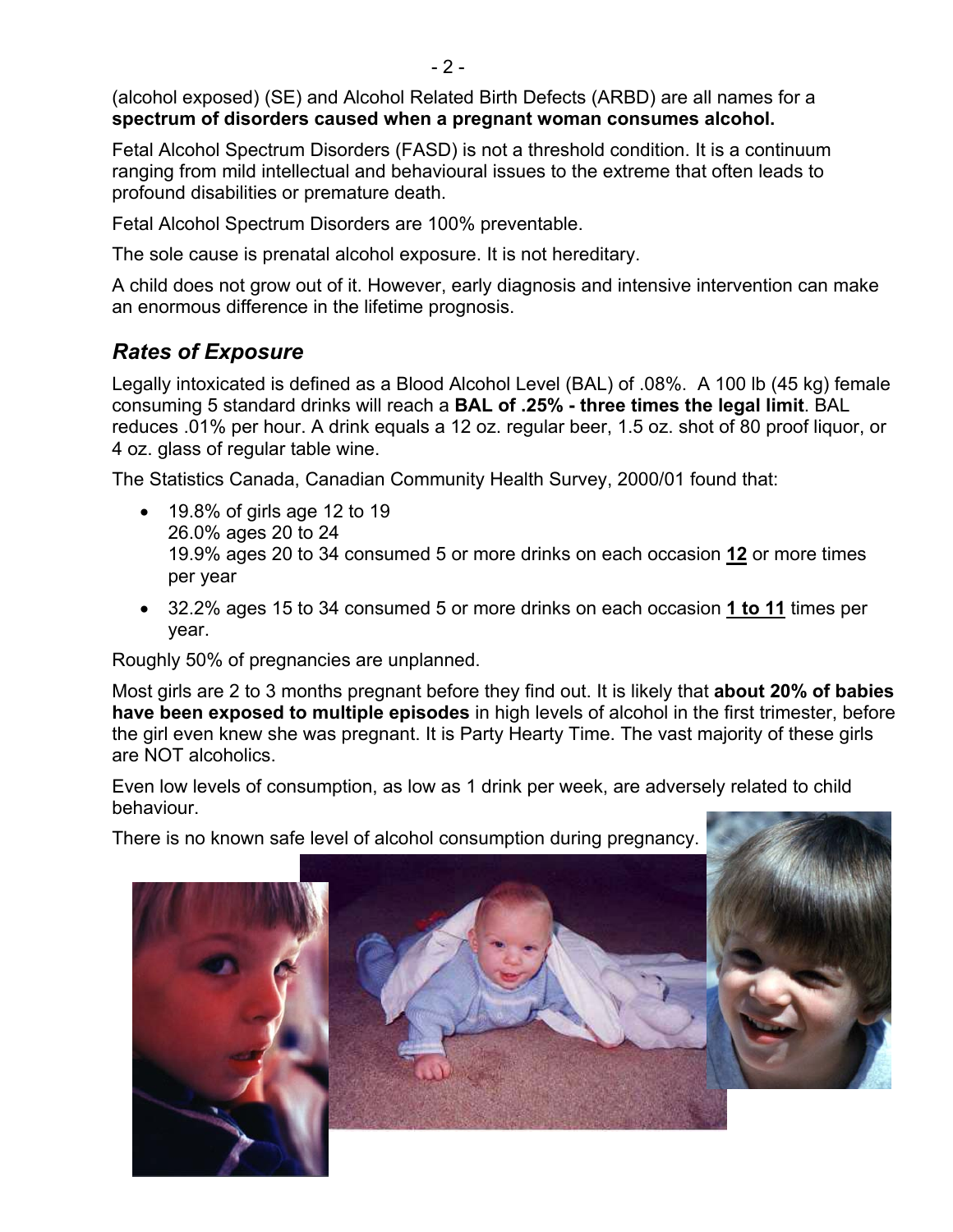(alcohol exposed) (SE) and Alcohol Related Birth Defects (ARBD) are all names for a **spectrum of disorders caused when a pregnant woman consumes alcohol.**

Fetal Alcohol Spectrum Disorders (FASD) is not a threshold condition. It is a continuum ranging from mild intellectual and behavioural issues to the extreme that often leads to profound disabilities or premature death.

Fetal Alcohol Spectrum Disorders are 100% preventable.

The sole cause is prenatal alcohol exposure. It is not hereditary.

A child does not grow out of it. However, early diagnosis and intensive intervention can make an enormous difference in the lifetime prognosis.

## *Rates of Exposure*

Legally intoxicated is defined as a Blood Alcohol Level (BAL) of .08%. A 100 lb (45 kg) female consuming 5 standard drinks will reach a **BAL of .25% - three times the legal limit**. BAL reduces .01% per hour. A drink equals a 12 oz. regular beer, 1.5 oz. shot of 80 proof liquor, or 4 oz. glass of regular table wine.

The Statistics Canada, Canadian Community Health Survey, 2000/01 found that:

- 19.8% of girls age 12 to 19
  26.0% ages 20 to 24
  19.9% ages 20 to 34 consumed 5 or more drinks on each occasion **<u>12</u>** or more times per year
- 32.2% ages 15 to 34 consumed 5 or more drinks on each occasion **<u>1 to 11</u>** times per year.

Roughly 50% of pregnancies are unplanned.

Most girls are 2 to 3 months pregnant before they find out. It is likely that **about 20% of babies have been exposed to multiple episodes** in high levels of alcohol in the first trimester, before the girl even knew she was pregnant. It is Party Hearty Time. The vast majority of these girls are NOT alcoholics.

Even low levels of consumption, as low as 1 drink per week, are adversely related to child behaviour.

There is no known safe level of alcohol consumption during pregnancy.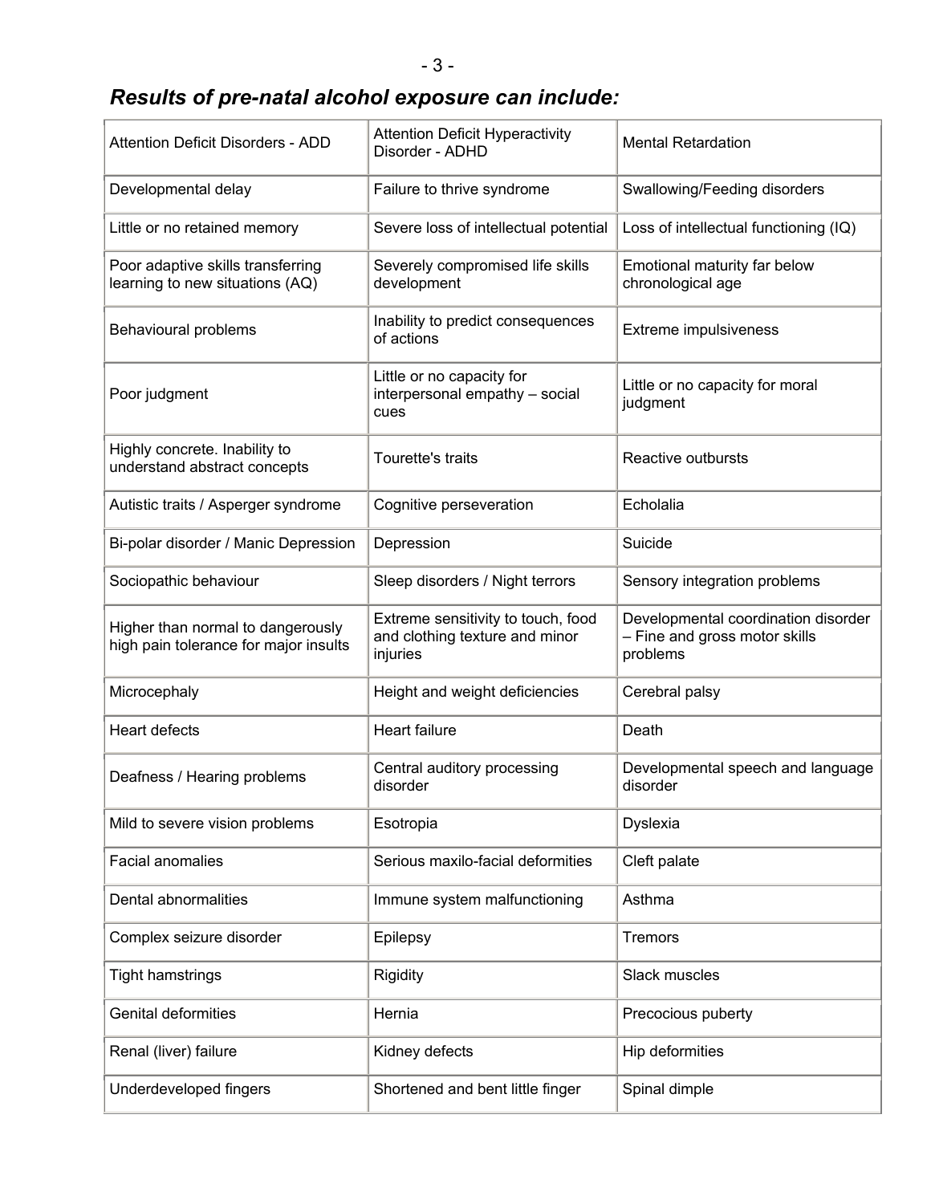## *Results of pre-natal alcohol exposure can include:*

| | | |
|---|---|---|
| Attention Deficit Disorders - ADD | Attention Deficit Hyperactivity Disorder - ADHD | Mental Retardation |
| Developmental delay | Failure to thrive syndrome | Swallowing/Feeding disorders |
| Little or no retained memory | Severe loss of intellectual potential | Loss of intellectual functioning (IQ) |
| Poor adaptive skills transferring learning to new situations (AQ) | Severely compromised life skills development | Emotional maturity far below chronological age |
| Behavioural problems | Inability to predict consequences of actions | Extreme impulsiveness |
| Poor judgment | Little or no capacity for interpersonal empathy – social cues | Little or no capacity for moral judgment |
| Highly concrete. Inability to understand abstract concepts | Tourette's traits | Reactive outbursts |
| Autistic traits / Asperger syndrome | Cognitive perseveration | Echolalia |
| Bi-polar disorder / Manic Depression | Depression | Suicide |
| Sociopathic behaviour | Sleep disorders / Night terrors | Sensory integration problems |
| Higher than normal to dangerously high pain tolerance for major insults | Extreme sensitivity to touch, food and clothing texture and minor injuries | Developmental coordination disorder – Fine and gross motor skills problems |
| Microcephaly | Height and weight deficiencies | Cerebral palsy |
| Heart defects | Heart failure | Death |
| Deafness / Hearing problems | Central auditory processing disorder | Developmental speech and language disorder |
| Mild to severe vision problems | Esotropia | Dyslexia |
| Facial anomalies | Serious maxilo-facial deformities | Cleft palate |
| Dental abnormalities | Immune system malfunctioning | Asthma |
| Complex seizure disorder | Epilepsy | Tremors |
| Tight hamstrings | Rigidity | Slack muscles |
| Genital deformities | Hernia | Precocious puberty |
| Renal (liver) failure | Kidney defects | Hip deformities |
| Underdeveloped fingers | Shortened and bent little finger | Spinal dimple |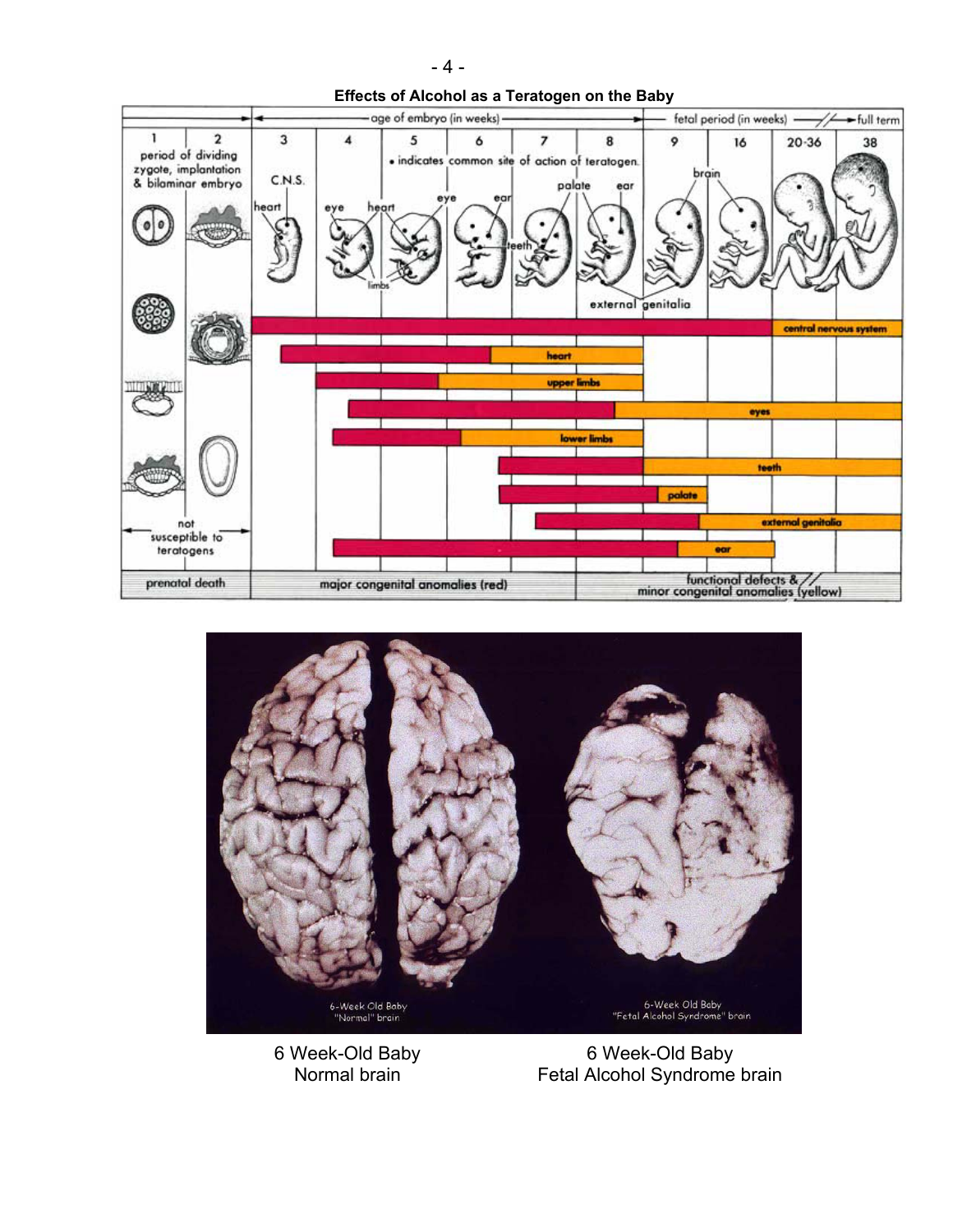**Effects of Alcohol as a Teratogen on the Baby**

6 Week-Old Baby
Normal brain

6 Week-Old Baby
Fetal Alcohol Syndrome brain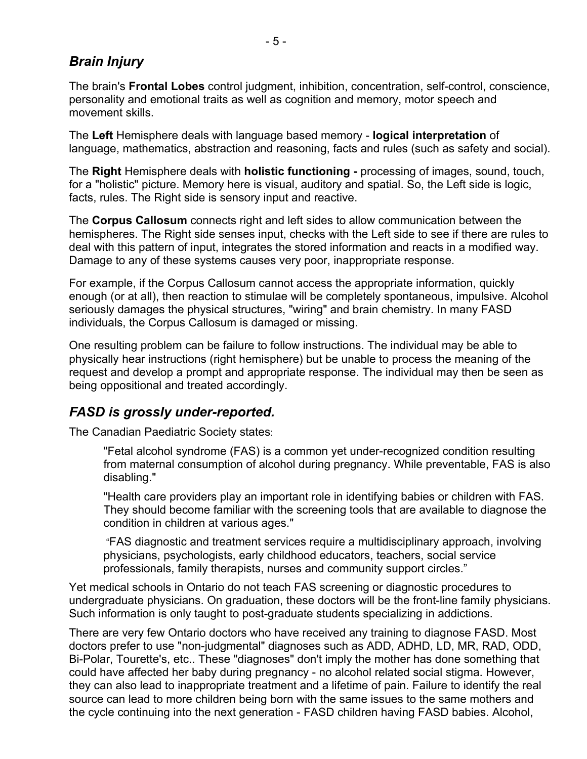## *Brain Injury*

The brain's **Frontal Lobes** control judgment, inhibition, concentration, self-control, conscience, personality and emotional traits as well as cognition and memory, motor speech and movement skills.

The **Left** Hemisphere deals with language based memory - **logical interpretation** of language, mathematics, abstraction and reasoning, facts and rules (such as safety and social).

The **Right** Hemisphere deals with **holistic functioning -** processing of images, sound, touch, for a "holistic" picture. Memory here is visual, auditory and spatial. So, the Left side is logic, facts, rules. The Right side is sensory input and reactive.

The **Corpus Callosum** connects right and left sides to allow communication between the hemispheres. The Right side senses input, checks with the Left side to see if there are rules to deal with this pattern of input, integrates the stored information and reacts in a modified way. Damage to any of these systems causes very poor, inappropriate response.

For example, if the Corpus Callosum cannot access the appropriate information, quickly enough (or at all), then reaction to stimulae will be completely spontaneous, impulsive. Alcohol seriously damages the physical structures, "wiring" and brain chemistry. In many FASD individuals, the Corpus Callosum is damaged or missing.

One resulting problem can be failure to follow instructions. The individual may be able to physically hear instructions (right hemisphere) but be unable to process the meaning of the request and develop a prompt and appropriate response. The individual may then be seen as being oppositional and treated accordingly.

## *FASD is grossly under-reported.*

The Canadian Paediatric Society states:

> "Fetal alcohol syndrome (FAS) is a common yet under-recognized condition resulting from maternal consumption of alcohol during pregnancy. While preventable, FAS is also disabling."
>
> "Health care providers play an important role in identifying babies or children with FAS. They should become familiar with the screening tools that are available to diagnose the condition in children at various ages."
>
> "FAS diagnostic and treatment services require a multidisciplinary approach, involving physicians, psychologists, early childhood educators, teachers, social service professionals, family therapists, nurses and community support circles."

Yet medical schools in Ontario do not teach FAS screening or diagnostic procedures to undergraduate physicians. On graduation, these doctors will be the front-line family physicians. Such information is only taught to post-graduate students specializing in addictions.

There are very few Ontario doctors who have received any training to diagnose FASD. Most doctors prefer to use "non-judgmental" diagnoses such as ADD, ADHD, LD, MR, RAD, ODD, Bi-Polar, Tourette's, etc.. These "diagnoses" don't imply the mother has done something that could have affected her baby during pregnancy - no alcohol related social stigma. However, they can also lead to inappropriate treatment and a lifetime of pain. Failure to identify the real source can lead to more children being born with the same issues to the same mothers and the cycle continuing into the next generation - FASD children having FASD babies. Alcohol,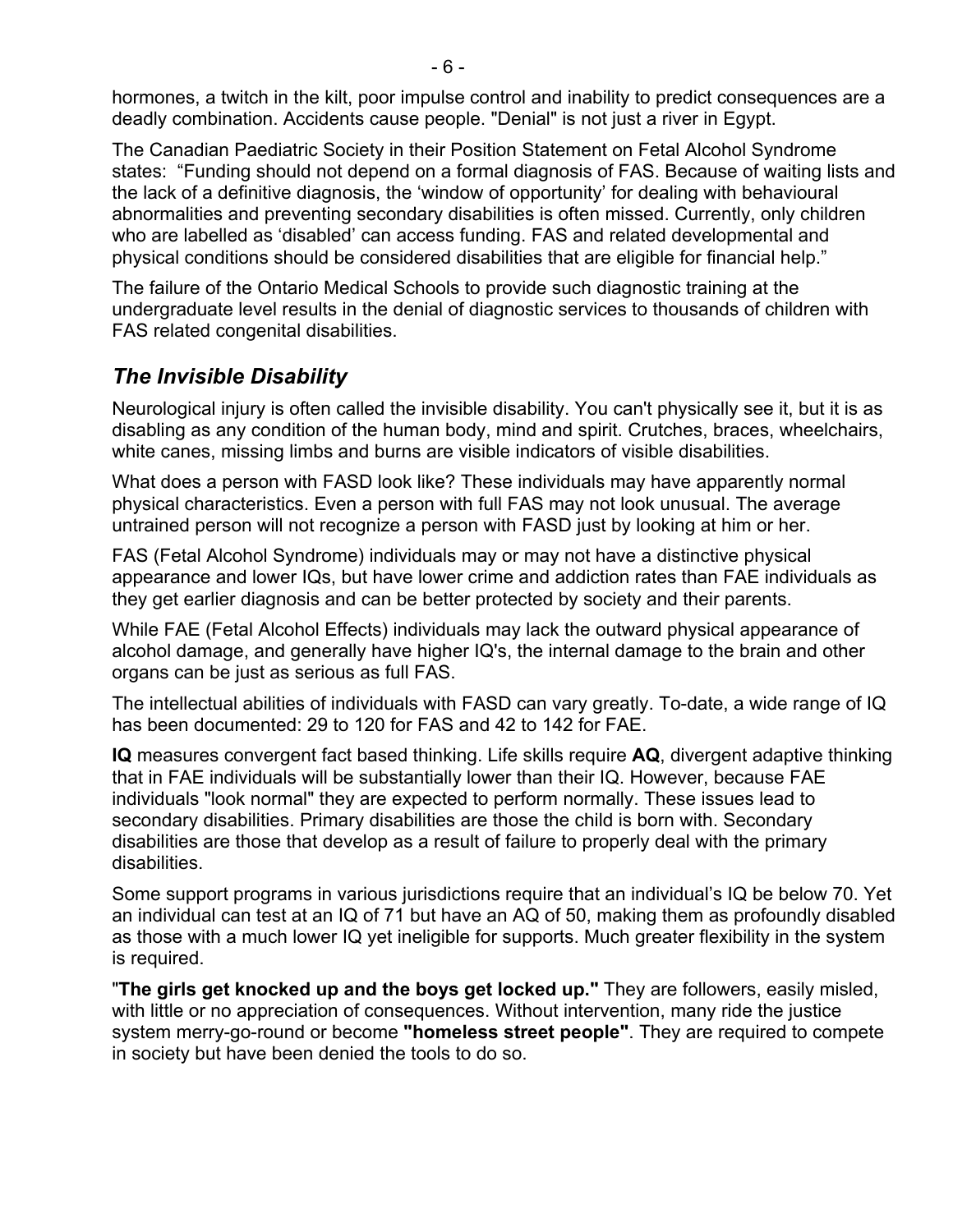hormones, a twitch in the kilt, poor impulse control and inability to predict consequences are a deadly combination. Accidents cause people. "Denial" is not just a river in Egypt.

The Canadian Paediatric Society in their Position Statement on Fetal Alcohol Syndrome states: "Funding should not depend on a formal diagnosis of FAS. Because of waiting lists and the lack of a definitive diagnosis, the 'window of opportunity' for dealing with behavioural abnormalities and preventing secondary disabilities is often missed. Currently, only children who are labelled as 'disabled' can access funding. FAS and related developmental and physical conditions should be considered disabilities that are eligible for financial help."

The failure of the Ontario Medical Schools to provide such diagnostic training at the undergraduate level results in the denial of diagnostic services to thousands of children with FAS related congenital disabilities.

## *The Invisible Disability*

Neurological injury is often called the invisible disability. You can't physically see it, but it is as disabling as any condition of the human body, mind and spirit. Crutches, braces, wheelchairs, white canes, missing limbs and burns are visible indicators of visible disabilities.

What does a person with FASD look like? These individuals may have apparently normal physical characteristics. Even a person with full FAS may not look unusual. The average untrained person will not recognize a person with FASD just by looking at him or her.

FAS (Fetal Alcohol Syndrome) individuals may or may not have a distinctive physical appearance and lower IQs, but have lower crime and addiction rates than FAE individuals as they get earlier diagnosis and can be better protected by society and their parents.

While FAE (Fetal Alcohol Effects) individuals may lack the outward physical appearance of alcohol damage, and generally have higher IQ's, the internal damage to the brain and other organs can be just as serious as full FAS.

The intellectual abilities of individuals with FASD can vary greatly. To-date, a wide range of IQ has been documented: 29 to 120 for FAS and 42 to 142 for FAE.

**IQ** measures convergent fact based thinking. Life skills require **AQ**, divergent adaptive thinking that in FAE individuals will be substantially lower than their IQ. However, because FAE individuals "look normal" they are expected to perform normally. These issues lead to secondary disabilities. Primary disabilities are those the child is born with. Secondary disabilities are those that develop as a result of failure to properly deal with the primary disabilities.

Some support programs in various jurisdictions require that an individual's IQ be below 70. Yet an individual can test at an IQ of 71 but have an AQ of 50, making them as profoundly disabled as those with a much lower IQ yet ineligible for supports. Much greater flexibility in the system is required.

"**The girls get knocked up and the boys get locked up."** They are followers, easily misled, with little or no appreciation of consequences. Without intervention, many ride the justice system merry-go-round or become **"homeless street people"**. They are required to compete in society but have been denied the tools to do so.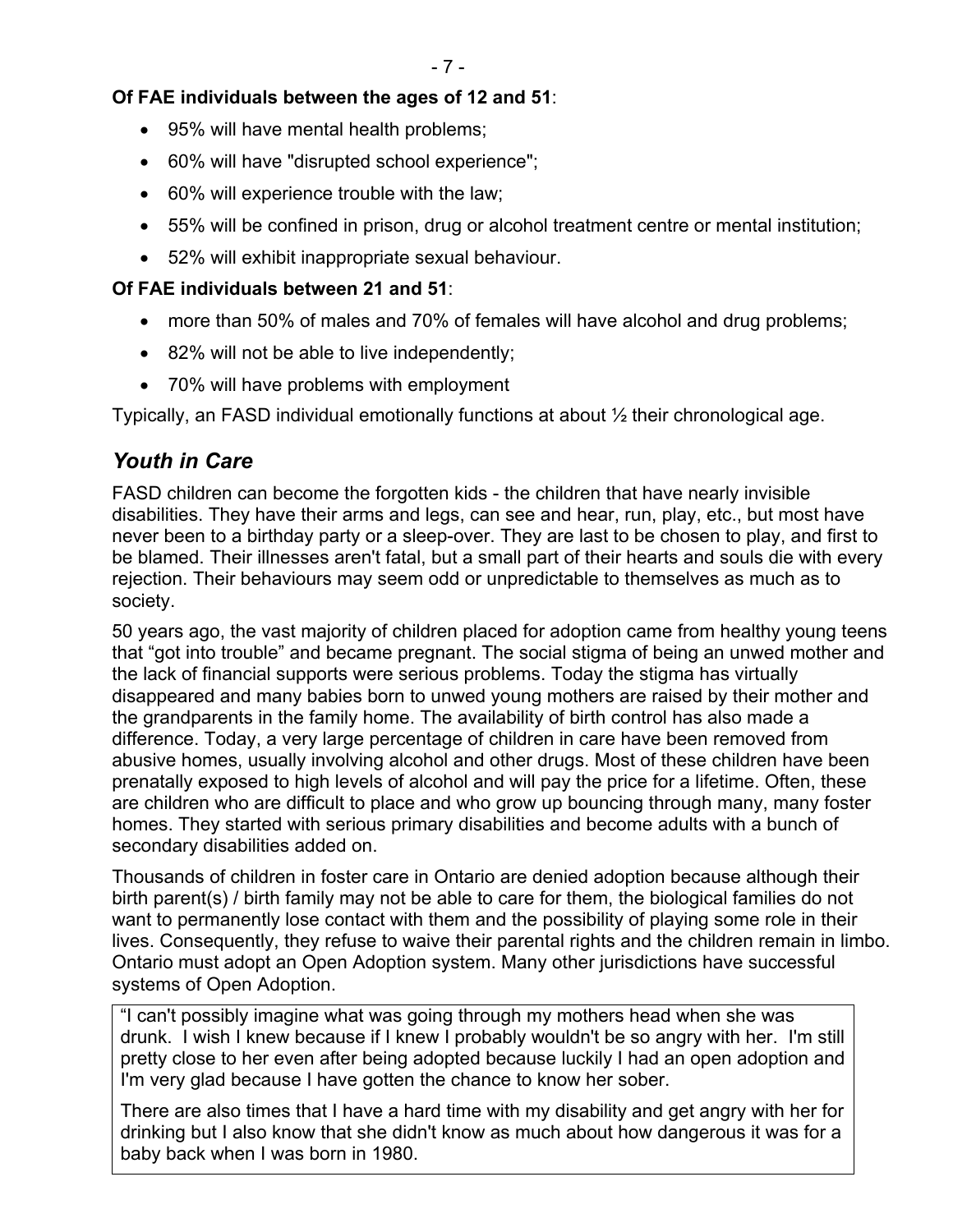**Of FAE individuals between the ages of 12 and 51**:

- 95% will have mental health problems;
- 60% will have "disrupted school experience";
- 60% will experience trouble with the law;
- 55% will be confined in prison, drug or alcohol treatment centre or mental institution;
- 52% will exhibit inappropriate sexual behaviour.

**Of FAE individuals between 21 and 51**:

- more than 50% of males and 70% of females will have alcohol and drug problems;
- 82% will not be able to live independently;
- 70% will have problems with employment

Typically, an FASD individual emotionally functions at about ½ their chronological age.

## *Youth in Care*

FASD children can become the forgotten kids - the children that have nearly invisible disabilities. They have their arms and legs, can see and hear, run, play, etc., but most have never been to a birthday party or a sleep-over. They are last to be chosen to play, and first to be blamed. Their illnesses aren't fatal, but a small part of their hearts and souls die with every rejection. Their behaviours may seem odd or unpredictable to themselves as much as to society.

50 years ago, the vast majority of children placed for adoption came from healthy young teens that "got into trouble" and became pregnant. The social stigma of being an unwed mother and the lack of financial supports were serious problems. Today the stigma has virtually disappeared and many babies born to unwed young mothers are raised by their mother and the grandparents in the family home. The availability of birth control has also made a difference. Today, a very large percentage of children in care have been removed from abusive homes, usually involving alcohol and other drugs. Most of these children have been prenatally exposed to high levels of alcohol and will pay the price for a lifetime. Often, these are children who are difficult to place and who grow up bouncing through many, many foster homes. They started with serious primary disabilities and become adults with a bunch of secondary disabilities added on.

Thousands of children in foster care in Ontario are denied adoption because although their birth parent(s) / birth family may not be able to care for them, the biological families do not want to permanently lose contact with them and the possibility of playing some role in their lives. Consequently, they refuse to waive their parental rights and the children remain in limbo. Ontario must adopt an Open Adoption system. Many other jurisdictions have successful systems of Open Adoption.

> "I can't possibly imagine what was going through my mothers head when she was drunk. I wish I knew because if I knew I probably wouldn't be so angry with her. I'm still pretty close to her even after being adopted because luckily I had an open adoption and I'm very glad because I have gotten the chance to know her sober.
>
> There are also times that I have a hard time with my disability and get angry with her for drinking but I also know that she didn't know as much about how dangerous it was for a baby back when I was born in 1980.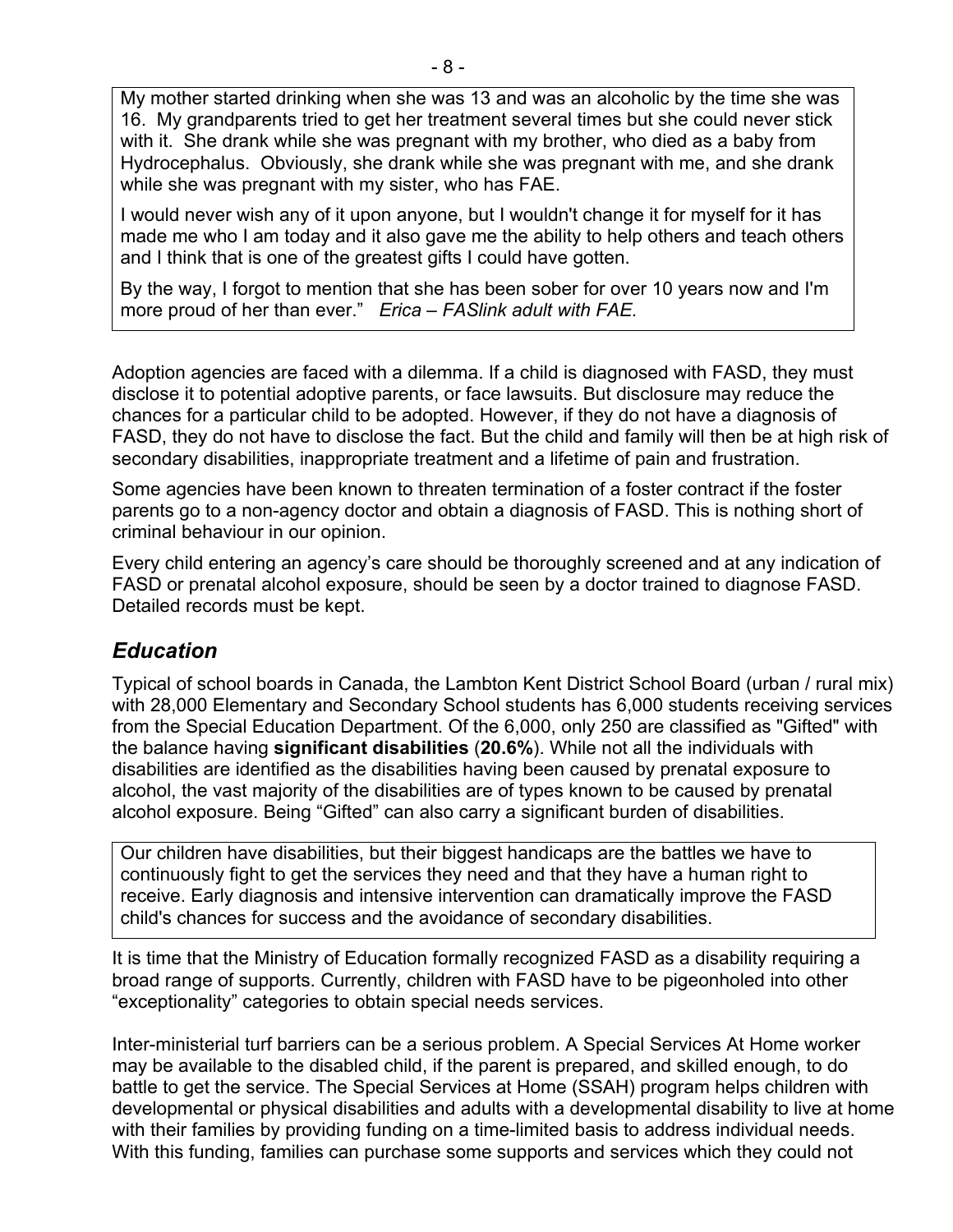My mother started drinking when she was 13 and was an alcoholic by the time she was 16. My grandparents tried to get her treatment several times but she could never stick with it. She drank while she was pregnant with my brother, who died as a baby from Hydrocephalus. Obviously, she drank while she was pregnant with me, and she drank while she was pregnant with my sister, who has FAE.

I would never wish any of it upon anyone, but I wouldn't change it for myself for it has made me who I am today and it also gave me the ability to help others and teach others and I think that is one of the greatest gifts I could have gotten.

By the way, I forgot to mention that she has been sober for over 10 years now and I'm more proud of her than ever." *Erica – FASlink adult with FAE.*

Adoption agencies are faced with a dilemma. If a child is diagnosed with FASD, they must disclose it to potential adoptive parents, or face lawsuits. But disclosure may reduce the chances for a particular child to be adopted. However, if they do not have a diagnosis of FASD, they do not have to disclose the fact. But the child and family will then be at high risk of secondary disabilities, inappropriate treatment and a lifetime of pain and frustration.

Some agencies have been known to threaten termination of a foster contract if the foster parents go to a non-agency doctor and obtain a diagnosis of FASD. This is nothing short of criminal behaviour in our opinion.

Every child entering an agency's care should be thoroughly screened and at any indication of FASD or prenatal alcohol exposure, should be seen by a doctor trained to diagnose FASD. Detailed records must be kept.

## *Education*

Typical of school boards in Canada, the Lambton Kent District School Board (urban / rural mix) with 28,000 Elementary and Secondary School students has 6,000 students receiving services from the Special Education Department. Of the 6,000, only 250 are classified as "Gifted" with the balance having **significant disabilities** (**20.6%**). While not all the individuals with disabilities are identified as the disabilities having been caused by prenatal exposure to alcohol, the vast majority of the disabilities are of types known to be caused by prenatal alcohol exposure. Being "Gifted" can also carry a significant burden of disabilities.

Our children have disabilities, but their biggest handicaps are the battles we have to continuously fight to get the services they need and that they have a human right to receive. Early diagnosis and intensive intervention can dramatically improve the FASD child's chances for success and the avoidance of secondary disabilities.

It is time that the Ministry of Education formally recognized FASD as a disability requiring a broad range of supports. Currently, children with FASD have to be pigeonholed into other "exceptionality" categories to obtain special needs services.

Inter-ministerial turf barriers can be a serious problem. A Special Services At Home worker may be available to the disabled child, if the parent is prepared, and skilled enough, to do battle to get the service. The Special Services at Home (SSAH) program helps children with developmental or physical disabilities and adults with a developmental disability to live at home with their families by providing funding on a time-limited basis to address individual needs. With this funding, families can purchase some supports and services which they could not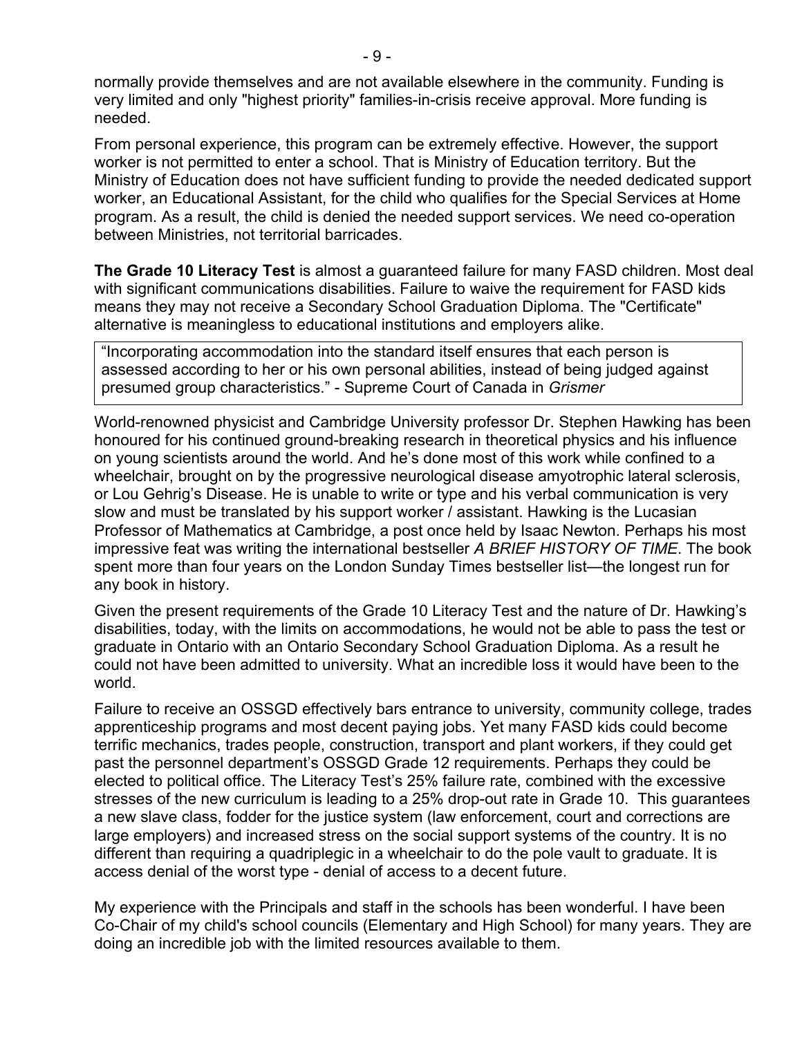normally provide themselves and are not available elsewhere in the community. Funding is very limited and only "highest priority" families-in-crisis receive approval. More funding is needed.

From personal experience, this program can be extremely effective. However, the support worker is not permitted to enter a school. That is Ministry of Education territory. But the Ministry of Education does not have sufficient funding to provide the needed dedicated support worker, an Educational Assistant, for the child who qualifies for the Special Services at Home program. As a result, the child is denied the needed support services. We need co-operation between Ministries, not territorial barricades.

**The Grade 10 Literacy Test** is almost a guaranteed failure for many FASD children. Most deal with significant communications disabilities. Failure to waive the requirement for FASD kids means they may not receive a Secondary School Graduation Diploma. The "Certificate" alternative is meaningless to educational institutions and employers alike.

> "Incorporating accommodation into the standard itself ensures that each person is assessed according to her or his own personal abilities, instead of being judged against presumed group characteristics." - Supreme Court of Canada in *Grismer*

World-renowned physicist and Cambridge University professor Dr. Stephen Hawking has been honoured for his continued ground-breaking research in theoretical physics and his influence on young scientists around the world. And he's done most of this work while confined to a wheelchair, brought on by the progressive neurological disease amyotrophic lateral sclerosis, or Lou Gehrig's Disease. He is unable to write or type and his verbal communication is very slow and must be translated by his support worker / assistant. Hawking is the Lucasian Professor of Mathematics at Cambridge, a post once held by Isaac Newton. Perhaps his most impressive feat was writing the international bestseller *A BRIEF HISTORY OF TIME*. The book spent more than four years on the London Sunday Times bestseller list—the longest run for any book in history.

Given the present requirements of the Grade 10 Literacy Test and the nature of Dr. Hawking's disabilities, today, with the limits on accommodations, he would not be able to pass the test or graduate in Ontario with an Ontario Secondary School Graduation Diploma. As a result he could not have been admitted to university. What an incredible loss it would have been to the world.

Failure to receive an OSSGD effectively bars entrance to university, community college, trades apprenticeship programs and most decent paying jobs. Yet many FASD kids could become terrific mechanics, trades people, construction, transport and plant workers, if they could get past the personnel department's OSSGD Grade 12 requirements. Perhaps they could be elected to political office. The Literacy Test's 25% failure rate, combined with the excessive stresses of the new curriculum is leading to a 25% drop-out rate in Grade 10. This guarantees a new slave class, fodder for the justice system (law enforcement, court and corrections are large employers) and increased stress on the social support systems of the country. It is no different than requiring a quadriplegic in a wheelchair to do the pole vault to graduate. It is access denial of the worst type - denial of access to a decent future.

My experience with the Principals and staff in the schools has been wonderful. I have been Co-Chair of my child's school councils (Elementary and High School) for many years. They are doing an incredible job with the limited resources available to them.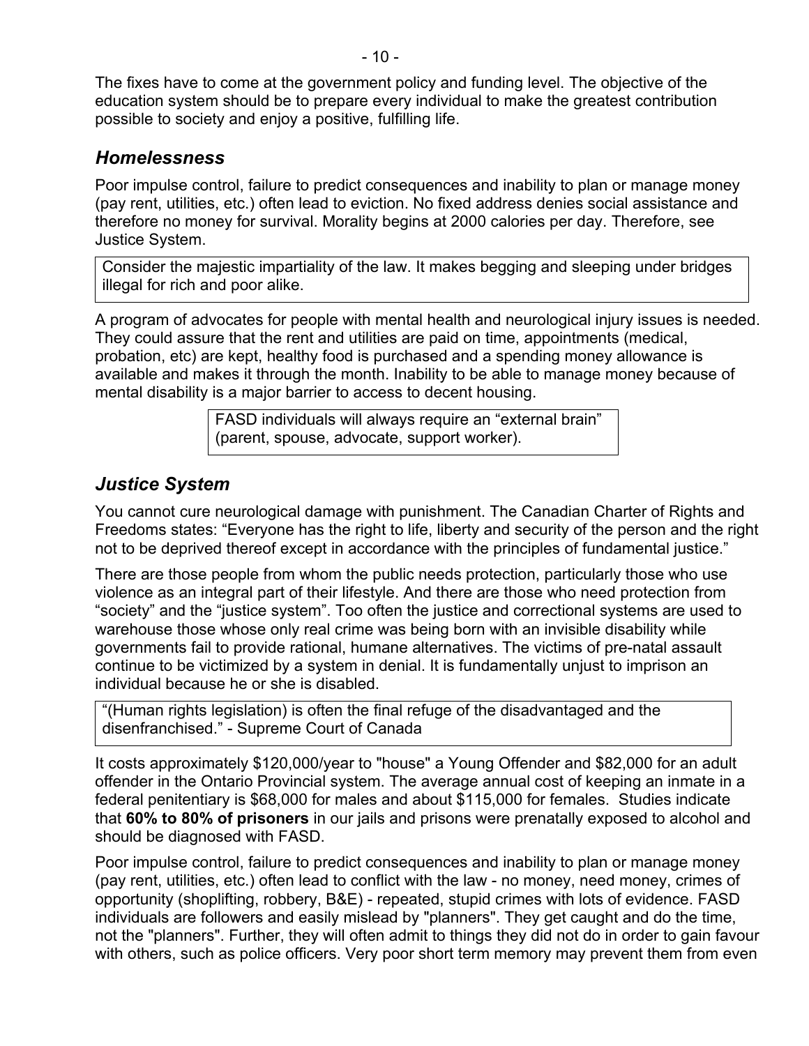The fixes have to come at the government policy and funding level. The objective of the education system should be to prepare every individual to make the greatest contribution possible to society and enjoy a positive, fulfilling life.

## *Homelessness*

Poor impulse control, failure to predict consequences and inability to plan or manage money (pay rent, utilities, etc.) often lead to eviction. No fixed address denies social assistance and therefore no money for survival. Morality begins at 2000 calories per day. Therefore, see Justice System.

> Consider the majestic impartiality of the law. It makes begging and sleeping under bridges illegal for rich and poor alike.

A program of advocates for people with mental health and neurological injury issues is needed. They could assure that the rent and utilities are paid on time, appointments (medical, probation, etc) are kept, healthy food is purchased and a spending money allowance is available and makes it through the month. Inability to be able to manage money because of mental disability is a major barrier to access to decent housing.

> FASD individuals will always require an "external brain" (parent, spouse, advocate, support worker).

## *Justice System*

You cannot cure neurological damage with punishment. The Canadian Charter of Rights and Freedoms states: "Everyone has the right to life, liberty and security of the person and the right not to be deprived thereof except in accordance with the principles of fundamental justice."

There are those people from whom the public needs protection, particularly those who use violence as an integral part of their lifestyle. And there are those who need protection from "society" and the "justice system". Too often the justice and correctional systems are used to warehouse those whose only real crime was being born with an invisible disability while governments fail to provide rational, humane alternatives. The victims of pre-natal assault continue to be victimized by a system in denial. It is fundamentally unjust to imprison an individual because he or she is disabled.

> "(Human rights legislation) is often the final refuge of the disadvantaged and the disenfranchised." - Supreme Court of Canada

It costs approximately $120,000/year to "house" a Young Offender and $82,000 for an adult offender in the Ontario Provincial system. The average annual cost of keeping an inmate in a federal penitentiary is $68,000 for males and about $115,000 for females. Studies indicate that **60% to 80% of prisoners** in our jails and prisons were prenatally exposed to alcohol and should be diagnosed with FASD.

Poor impulse control, failure to predict consequences and inability to plan or manage money (pay rent, utilities, etc.) often lead to conflict with the law - no money, need money, crimes of opportunity (shoplifting, robbery, B&E) - repeated, stupid crimes with lots of evidence. FASD individuals are followers and easily mislead by "planners". They get caught and do the time, not the "planners". Further, they will often admit to things they did not do in order to gain favour with others, such as police officers. Very poor short term memory may prevent them from even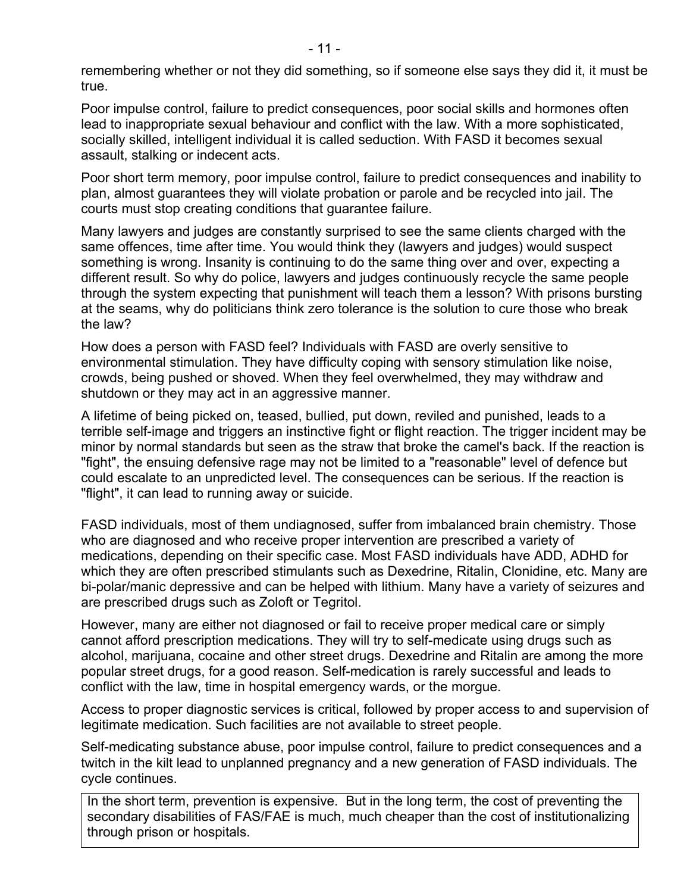remembering whether or not they did something, so if someone else says they did it, it must be true.

Poor impulse control, failure to predict consequences, poor social skills and hormones often lead to inappropriate sexual behaviour and conflict with the law. With a more sophisticated, socially skilled, intelligent individual it is called seduction. With FASD it becomes sexual assault, stalking or indecent acts.

Poor short term memory, poor impulse control, failure to predict consequences and inability to plan, almost guarantees they will violate probation or parole and be recycled into jail. The courts must stop creating conditions that guarantee failure.

Many lawyers and judges are constantly surprised to see the same clients charged with the same offences, time after time. You would think they (lawyers and judges) would suspect something is wrong. Insanity is continuing to do the same thing over and over, expecting a different result. So why do police, lawyers and judges continuously recycle the same people through the system expecting that punishment will teach them a lesson? With prisons bursting at the seams, why do politicians think zero tolerance is the solution to cure those who break the law?

How does a person with FASD feel? Individuals with FASD are overly sensitive to environmental stimulation. They have difficulty coping with sensory stimulation like noise, crowds, being pushed or shoved. When they feel overwhelmed, they may withdraw and shutdown or they may act in an aggressive manner.

A lifetime of being picked on, teased, bullied, put down, reviled and punished, leads to a terrible self-image and triggers an instinctive fight or flight reaction. The trigger incident may be minor by normal standards but seen as the straw that broke the camel's back. If the reaction is "fight", the ensuing defensive rage may not be limited to a "reasonable" level of defence but could escalate to an unpredicted level. The consequences can be serious. If the reaction is "flight", it can lead to running away or suicide.

FASD individuals, most of them undiagnosed, suffer from imbalanced brain chemistry. Those who are diagnosed and who receive proper intervention are prescribed a variety of medications, depending on their specific case. Most FASD individuals have ADD, ADHD for which they are often prescribed stimulants such as Dexedrine, Ritalin, Clonidine, etc. Many are bi-polar/manic depressive and can be helped with lithium. Many have a variety of seizures and are prescribed drugs such as Zoloft or Tegritol.

However, many are either not diagnosed or fail to receive proper medical care or simply cannot afford prescription medications. They will try to self-medicate using drugs such as alcohol, marijuana, cocaine and other street drugs. Dexedrine and Ritalin are among the more popular street drugs, for a good reason. Self-medication is rarely successful and leads to conflict with the law, time in hospital emergency wards, or the morgue.

Access to proper diagnostic services is critical, followed by proper access to and supervision of legitimate medication. Such facilities are not available to street people.

Self-medicating substance abuse, poor impulse control, failure to predict consequences and a twitch in the kilt lead to unplanned pregnancy and a new generation of FASD individuals. The cycle continues.

> In the short term, prevention is expensive. But in the long term, the cost of preventing the secondary disabilities of FAS/FAE is much, much cheaper than the cost of institutionalizing through prison or hospitals.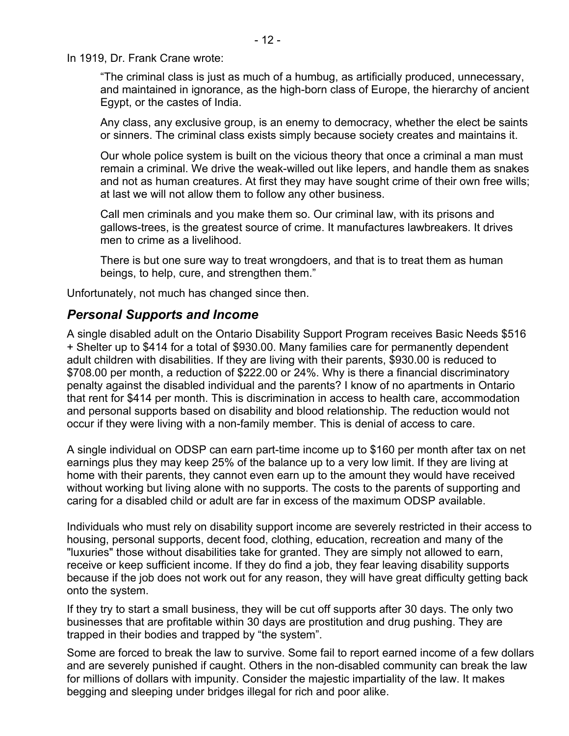In 1919, Dr. Frank Crane wrote:

> "The criminal class is just as much of a humbug, as artificially produced, unnecessary, and maintained in ignorance, as the high-born class of Europe, the hierarchy of ancient Egypt, or the castes of India.
>
> Any class, any exclusive group, is an enemy to democracy, whether the elect be saints or sinners. The criminal class exists simply because society creates and maintains it.
>
> Our whole police system is built on the vicious theory that once a criminal a man must remain a criminal. We drive the weak-willed out like lepers, and handle them as snakes and not as human creatures. At first they may have sought crime of their own free wills; at last we will not allow them to follow any other business.
>
> Call men criminals and you make them so. Our criminal law, with its prisons and gallows-trees, is the greatest source of crime. It manufactures lawbreakers. It drives men to crime as a livelihood.
>
> There is but one sure way to treat wrongdoers, and that is to treat them as human beings, to help, cure, and strengthen them."

Unfortunately, not much has changed since then.

## *Personal Supports and Income*

A single disabled adult on the Ontario Disability Support Program receives Basic Needs $516 + Shelter up to $414 for a total of $930.00. Many families care for permanently dependent adult children with disabilities. If they are living with their parents, $930.00 is reduced to $708.00 per month, a reduction of $222.00 or 24%. Why is there a financial discriminatory penalty against the disabled individual and the parents? I know of no apartments in Ontario that rent for $414 per month. This is discrimination in access to health care, accommodation and personal supports based on disability and blood relationship. The reduction would not occur if they were living with a non-family member. This is denial of access to care.

A single individual on ODSP can earn part-time income up to $160 per month after tax on net earnings plus they may keep 25% of the balance up to a very low limit. If they are living at home with their parents, they cannot even earn up to the amount they would have received without working but living alone with no supports. The costs to the parents of supporting and caring for a disabled child or adult are far in excess of the maximum ODSP available.

Individuals who must rely on disability support income are severely restricted in their access to housing, personal supports, decent food, clothing, education, recreation and many of the "luxuries" those without disabilities take for granted. They are simply not allowed to earn, receive or keep sufficient income. If they do find a job, they fear leaving disability supports because if the job does not work out for any reason, they will have great difficulty getting back onto the system.

If they try to start a small business, they will be cut off supports after 30 days. The only two businesses that are profitable within 30 days are prostitution and drug pushing. They are trapped in their bodies and trapped by "the system".

Some are forced to break the law to survive. Some fail to report earned income of a few dollars and are severely punished if caught. Others in the non-disabled community can break the law for millions of dollars with impunity. Consider the majestic impartiality of the law. It makes begging and sleeping under bridges illegal for rich and poor alike.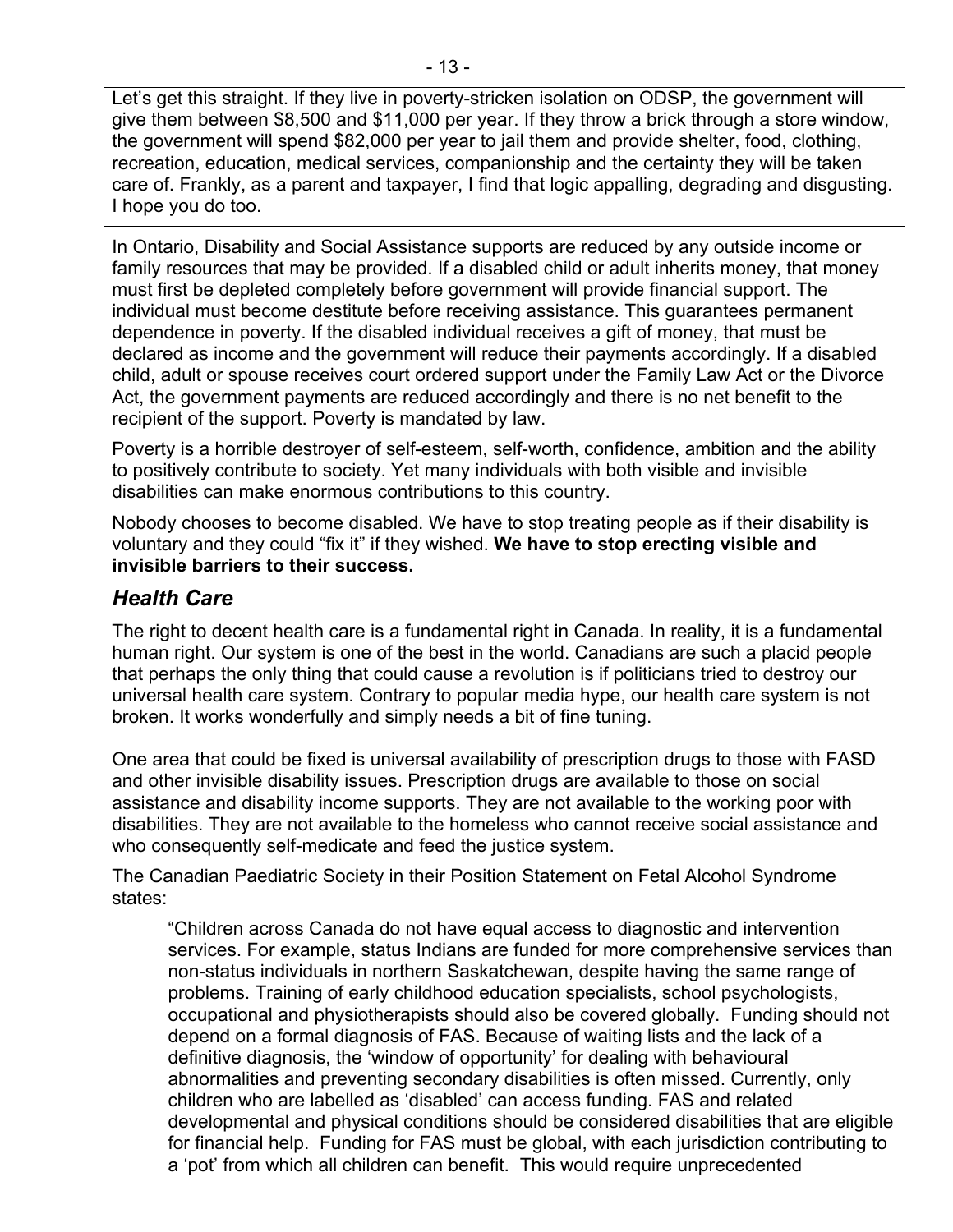> Let's get this straight. If they live in poverty-stricken isolation on ODSP, the government will give them between \$8,500 and \$11,000 per year. If they throw a brick through a store window, the government will spend \$82,000 per year to jail them and provide shelter, food, clothing, recreation, education, medical services, companionship and the certainty they will be taken care of. Frankly, as a parent and taxpayer, I find that logic appalling, degrading and disgusting. I hope you do too.

In Ontario, Disability and Social Assistance supports are reduced by any outside income or family resources that may be provided. If a disabled child or adult inherits money, that money must first be depleted completely before government will provide financial support. The individual must become destitute before receiving assistance. This guarantees permanent dependence in poverty. If the disabled individual receives a gift of money, that must be declared as income and the government will reduce their payments accordingly. If a disabled child, adult or spouse receives court ordered support under the Family Law Act or the Divorce Act, the government payments are reduced accordingly and there is no net benefit to the recipient of the support. Poverty is mandated by law.

Poverty is a horrible destroyer of self-esteem, self-worth, confidence, ambition and the ability to positively contribute to society. Yet many individuals with both visible and invisible disabilities can make enormous contributions to this country.

Nobody chooses to become disabled. We have to stop treating people as if their disability is voluntary and they could "fix it" if they wished. **We have to stop erecting visible and invisible barriers to their success.**

## *Health Care*

The right to decent health care is a fundamental right in Canada. In reality, it is a fundamental human right. Our system is one of the best in the world. Canadians are such a placid people that perhaps the only thing that could cause a revolution is if politicians tried to destroy our universal health care system. Contrary to popular media hype, our health care system is not broken. It works wonderfully and simply needs a bit of fine tuning.

One area that could be fixed is universal availability of prescription drugs to those with FASD and other invisible disability issues. Prescription drugs are available to those on social assistance and disability income supports. They are not available to the working poor with disabilities. They are not available to the homeless who cannot receive social assistance and who consequently self-medicate and feed the justice system.

The Canadian Paediatric Society in their Position Statement on Fetal Alcohol Syndrome states:

> "Children across Canada do not have equal access to diagnostic and intervention services. For example, status Indians are funded for more comprehensive services than non-status individuals in northern Saskatchewan, despite having the same range of problems. Training of early childhood education specialists, school psychologists, occupational and physiotherapists should also be covered globally. Funding should not depend on a formal diagnosis of FAS. Because of waiting lists and the lack of a definitive diagnosis, the 'window of opportunity' for dealing with behavioural abnormalities and preventing secondary disabilities is often missed. Currently, only children who are labelled as 'disabled' can access funding. FAS and related developmental and physical conditions should be considered disabilities that are eligible for financial help. Funding for FAS must be global, with each jurisdiction contributing to a 'pot' from which all children can benefit. This would require unprecedented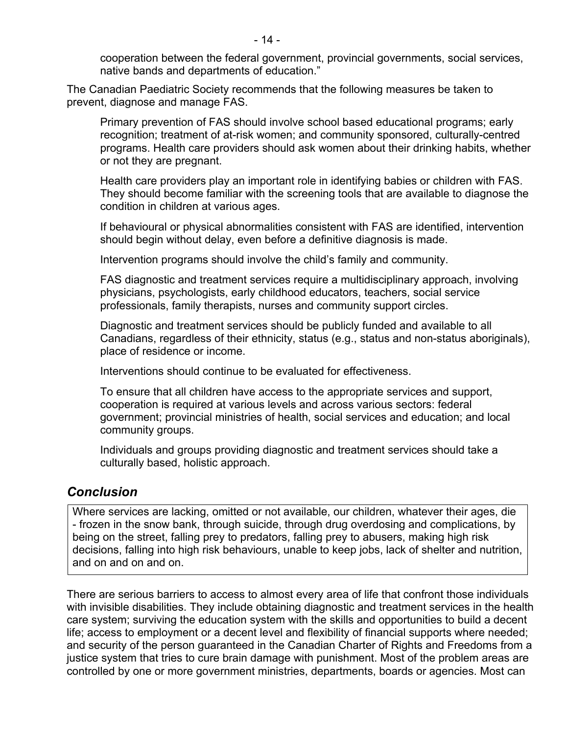cooperation between the federal government, provincial governments, social services, native bands and departments of education."

The Canadian Paediatric Society recommends that the following measures be taken to prevent, diagnose and manage FAS.

> Primary prevention of FAS should involve school based educational programs; early recognition; treatment of at-risk women; and community sponsored, culturally-centred programs. Health care providers should ask women about their drinking habits, whether or not they are pregnant.
>
> Health care providers play an important role in identifying babies or children with FAS. They should become familiar with the screening tools that are available to diagnose the condition in children at various ages.
>
> If behavioural or physical abnormalities consistent with FAS are identified, intervention should begin without delay, even before a definitive diagnosis is made.
>
> Intervention programs should involve the child's family and community.
>
> FAS diagnostic and treatment services require a multidisciplinary approach, involving physicians, psychologists, early childhood educators, teachers, social service professionals, family therapists, nurses and community support circles.
>
> Diagnostic and treatment services should be publicly funded and available to all Canadians, regardless of their ethnicity, status (e.g., status and non-status aboriginals), place of residence or income.
>
> Interventions should continue to be evaluated for effectiveness.
>
> To ensure that all children have access to the appropriate services and support, cooperation is required at various levels and across various sectors: federal government; provincial ministries of health, social services and education; and local community groups.
>
> Individuals and groups providing diagnostic and treatment services should take a culturally based, holistic approach.

## *Conclusion*

> Where services are lacking, omitted or not available, our children, whatever their ages, die - frozen in the snow bank, through suicide, through drug overdosing and complications, by being on the street, falling prey to predators, falling prey to abusers, making high risk decisions, falling into high risk behaviours, unable to keep jobs, lack of shelter and nutrition, and on and on and on.

There are serious barriers to access to almost every area of life that confront those individuals with invisible disabilities. They include obtaining diagnostic and treatment services in the health care system; surviving the education system with the skills and opportunities to build a decent life; access to employment or a decent level and flexibility of financial supports where needed; and security of the person guaranteed in the Canadian Charter of Rights and Freedoms from a justice system that tries to cure brain damage with punishment. Most of the problem areas are controlled by one or more government ministries, departments, boards or agencies. Most can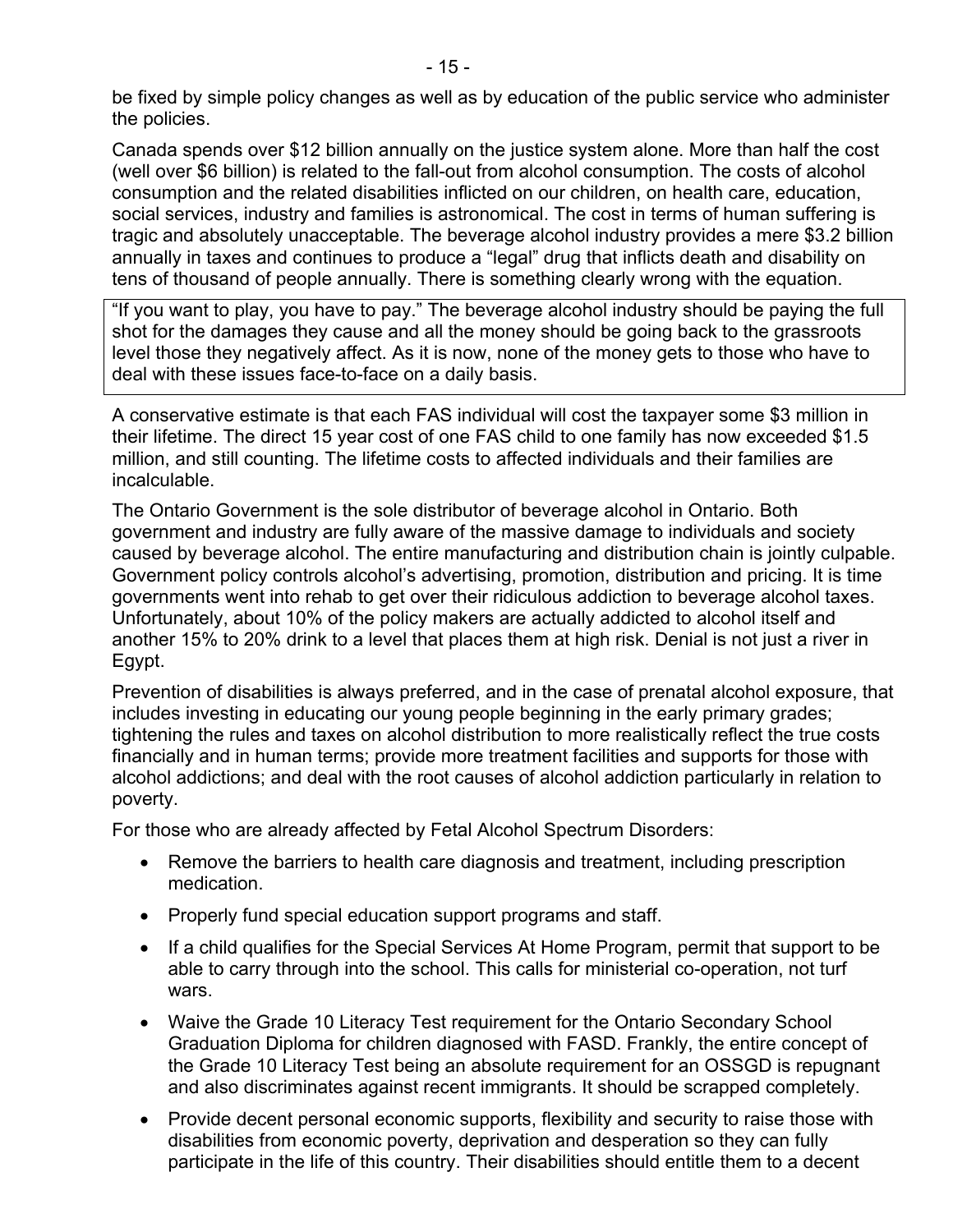be fixed by simple policy changes as well as by education of the public service who administer the policies.

Canada spends over $12 billion annually on the justice system alone. More than half the cost (well over $6 billion) is related to the fall-out from alcohol consumption. The costs of alcohol consumption and the related disabilities inflicted on our children, on health care, education, social services, industry and families is astronomical. The cost in terms of human suffering is tragic and absolutely unacceptable. The beverage alcohol industry provides a mere $3.2 billion annually in taxes and continues to produce a "legal" drug that inflicts death and disability on tens of thousand of people annually. There is something clearly wrong with the equation.

> "If you want to play, you have to pay." The beverage alcohol industry should be paying the full shot for the damages they cause and all the money should be going back to the grassroots level those they negatively affect. As it is now, none of the money gets to those who have to deal with these issues face-to-face on a daily basis.

A conservative estimate is that each FAS individual will cost the taxpayer some $3 million in their lifetime. The direct 15 year cost of one FAS child to one family has now exceeded $1.5 million, and still counting. The lifetime costs to affected individuals and their families are incalculable.

The Ontario Government is the sole distributor of beverage alcohol in Ontario. Both government and industry are fully aware of the massive damage to individuals and society caused by beverage alcohol. The entire manufacturing and distribution chain is jointly culpable. Government policy controls alcohol's advertising, promotion, distribution and pricing. It is time governments went into rehab to get over their ridiculous addiction to beverage alcohol taxes. Unfortunately, about 10% of the policy makers are actually addicted to alcohol itself and another 15% to 20% drink to a level that places them at high risk. Denial is not just a river in Egypt.

Prevention of disabilities is always preferred, and in the case of prenatal alcohol exposure, that includes investing in educating our young people beginning in the early primary grades; tightening the rules and taxes on alcohol distribution to more realistically reflect the true costs financially and in human terms; provide more treatment facilities and supports for those with alcohol addictions; and deal with the root causes of alcohol addiction particularly in relation to poverty.

For those who are already affected by Fetal Alcohol Spectrum Disorders:

- Remove the barriers to health care diagnosis and treatment, including prescription medication.
- Properly fund special education support programs and staff.
- If a child qualifies for the Special Services At Home Program, permit that support to be able to carry through into the school. This calls for ministerial co-operation, not turf wars.
- Waive the Grade 10 Literacy Test requirement for the Ontario Secondary School Graduation Diploma for children diagnosed with FASD. Frankly, the entire concept of the Grade 10 Literacy Test being an absolute requirement for an OSSGD is repugnant and also discriminates against recent immigrants. It should be scrapped completely.
- Provide decent personal economic supports, flexibility and security to raise those with disabilities from economic poverty, deprivation and desperation so they can fully participate in the life of this country. Their disabilities should entitle them to a decent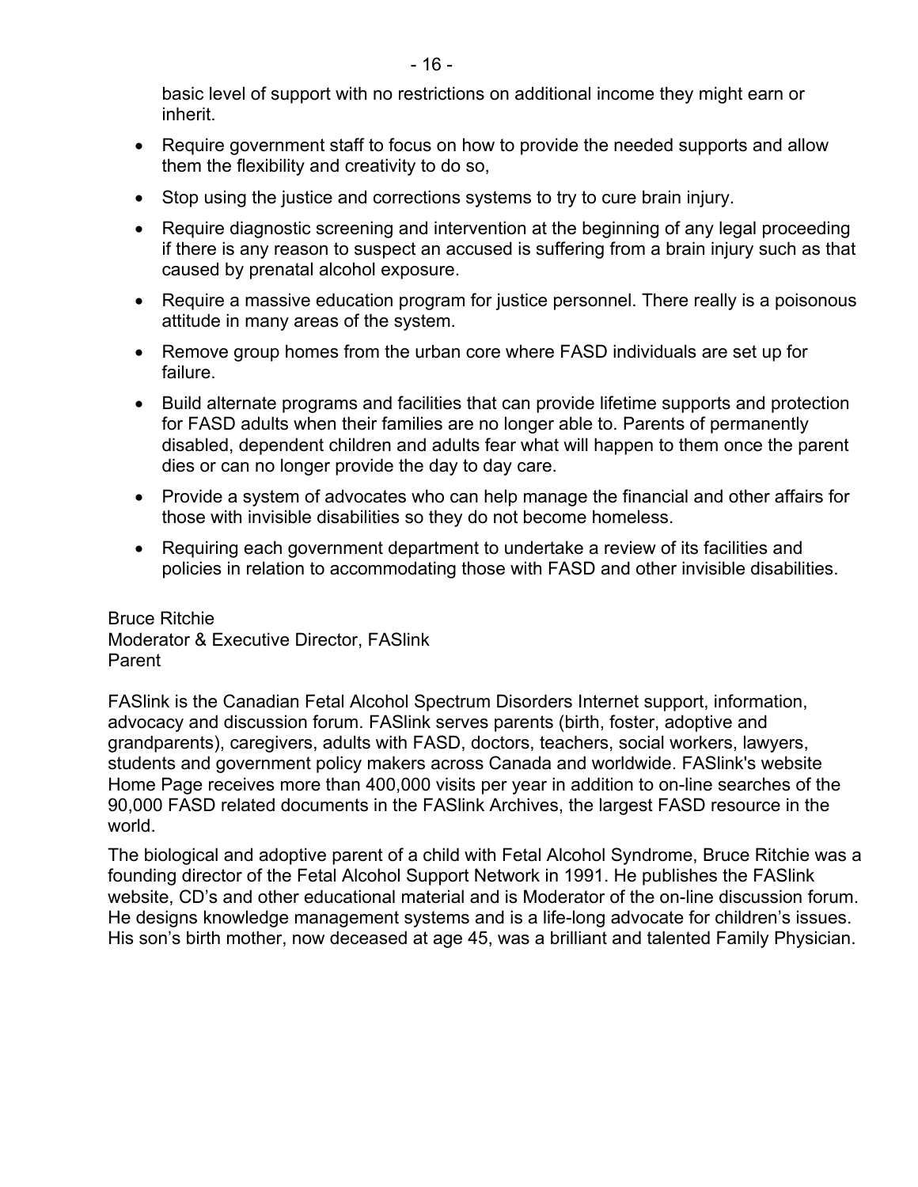basic level of support with no restrictions on additional income they might earn or inherit.

- Require government staff to focus on how to provide the needed supports and allow them the flexibility and creativity to do so,
- Stop using the justice and corrections systems to try to cure brain injury.
- Require diagnostic screening and intervention at the beginning of any legal proceeding if there is any reason to suspect an accused is suffering from a brain injury such as that caused by prenatal alcohol exposure.
- Require a massive education program for justice personnel. There really is a poisonous attitude in many areas of the system.
- Remove group homes from the urban core where FASD individuals are set up for failure.
- Build alternate programs and facilities that can provide lifetime supports and protection for FASD adults when their families are no longer able to. Parents of permanently disabled, dependent children and adults fear what will happen to them once the parent dies or can no longer provide the day to day care.
- Provide a system of advocates who can help manage the financial and other affairs for those with invisible disabilities so they do not become homeless.
- Requiring each government department to undertake a review of its facilities and policies in relation to accommodating those with FASD and other invisible disabilities.

Bruce Ritchie
Moderator & Executive Director, FASlink
Parent

FASlink is the Canadian Fetal Alcohol Spectrum Disorders Internet support, information, advocacy and discussion forum. FASlink serves parents (birth, foster, adoptive and grandparents), caregivers, adults with FASD, doctors, teachers, social workers, lawyers, students and government policy makers across Canada and worldwide. FASlink's website Home Page receives more than 400,000 visits per year in addition to on-line searches of the 90,000 FASD related documents in the FASlink Archives, the largest FASD resource in the world.

The biological and adoptive parent of a child with Fetal Alcohol Syndrome, Bruce Ritchie was a founding director of the Fetal Alcohol Support Network in 1991. He publishes the FASlink website, CD's and other educational material and is Moderator of the on-line discussion forum. He designs knowledge management systems and is a life-long advocate for children's issues. His son's birth mother, now deceased at age 45, was a brilliant and talented Family Physician.